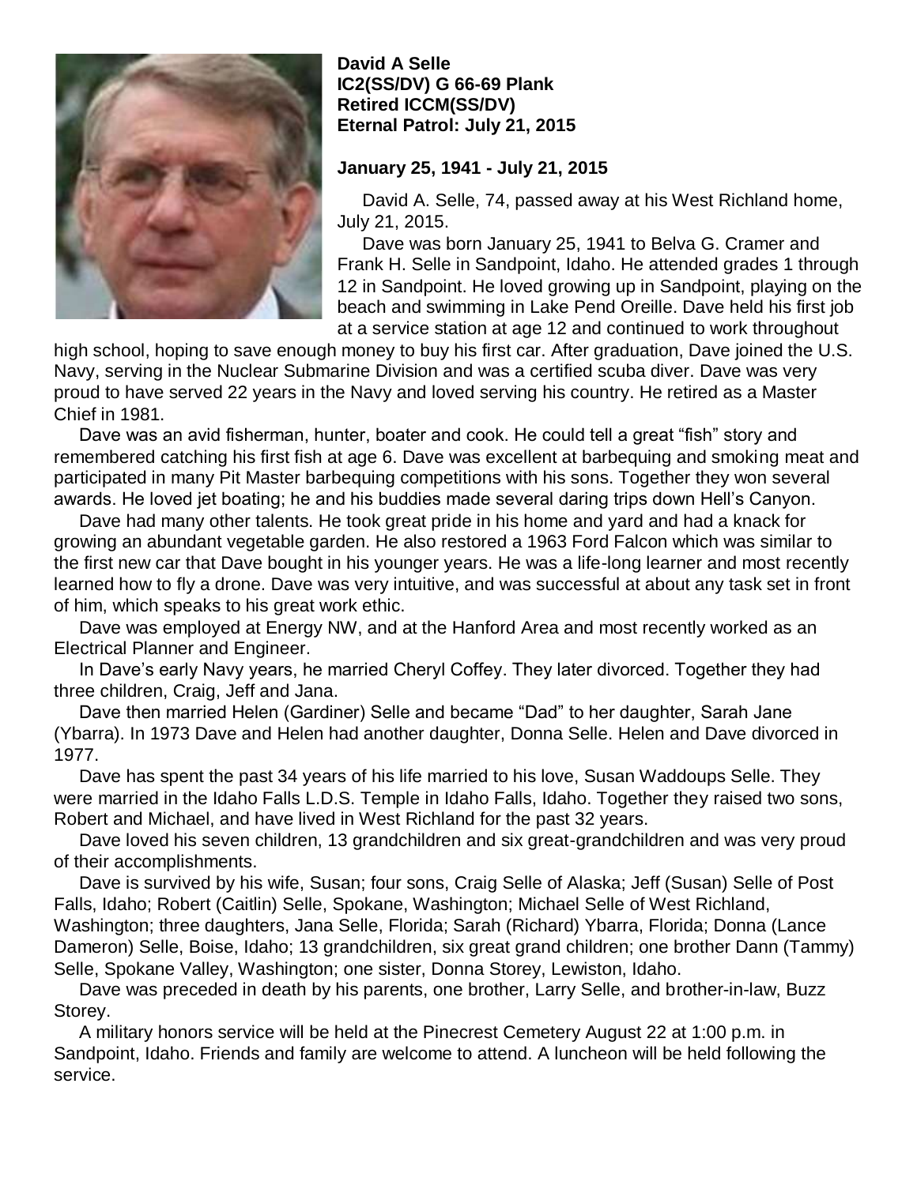**David A Selle**
**IC2(SS/DV) G 66-69 Plank**
**Retired ICCM(SS/DV)**
**Eternal Patrol: July 21, 2015**

**January 25, 1941 - July 21, 2015**

David A. Selle, 74, passed away at his West Richland home, July 21, 2015.

Dave was born January 25, 1941 to Belva G. Cramer and Frank H. Selle in Sandpoint, Idaho. He attended grades 1 through 12 in Sandpoint. He loved growing up in Sandpoint, playing on the beach and swimming in Lake Pend Oreille. Dave held his first job at a service station at age 12 and continued to work throughout high school, hoping to save enough money to buy his first car. After graduation, Dave joined the U.S. Navy, serving in the Nuclear Submarine Division and was a certified scuba diver. Dave was very proud to have served 22 years in the Navy and loved serving his country. He retired as a Master Chief in 1981.

Dave was an avid fisherman, hunter, boater and cook. He could tell a great "fish" story and remembered catching his first fish at age 6. Dave was excellent at barbequing and smoking meat and participated in many Pit Master barbequing competitions with his sons. Together they won several awards. He loved jet boating; he and his buddies made several daring trips down Hell's Canyon.

Dave had many other talents. He took great pride in his home and yard and had a knack for growing an abundant vegetable garden. He also restored a 1963 Ford Falcon which was similar to the first new car that Dave bought in his younger years. He was a life-long learner and most recently learned how to fly a drone. Dave was very intuitive, and was successful at about any task set in front of him, which speaks to his great work ethic.

Dave was employed at Energy NW, and at the Hanford Area and most recently worked as an Electrical Planner and Engineer.

In Dave's early Navy years, he married Cheryl Coffey. They later divorced. Together they had three children, Craig, Jeff and Jana.

Dave then married Helen (Gardiner) Selle and became "Dad" to her daughter, Sarah Jane (Ybarra). In 1973 Dave and Helen had another daughter, Donna Selle. Helen and Dave divorced in 1977.

Dave has spent the past 34 years of his life married to his love, Susan Waddoups Selle. They were married in the Idaho Falls L.D.S. Temple in Idaho Falls, Idaho. Together they raised two sons, Robert and Michael, and have lived in West Richland for the past 32 years.

Dave loved his seven children, 13 grandchildren and six great-grandchildren and was very proud of their accomplishments.

Dave is survived by his wife, Susan; four sons, Craig Selle of Alaska; Jeff (Susan) Selle of Post Falls, Idaho; Robert (Caitlin) Selle, Spokane, Washington; Michael Selle of West Richland, Washington; three daughters, Jana Selle, Florida; Sarah (Richard) Ybarra, Florida; Donna (Lance Dameron) Selle, Boise, Idaho; 13 grandchildren, six great grand children; one brother Dann (Tammy) Selle, Spokane Valley, Washington; one sister, Donna Storey, Lewiston, Idaho.

Dave was preceded in death by his parents, one brother, Larry Selle, and brother-in-law, Buzz Storey.

A military honors service will be held at the Pinecrest Cemetery August 22 at 1:00 p.m. in Sandpoint, Idaho. Friends and family are welcome to attend. A luncheon will be held following the service.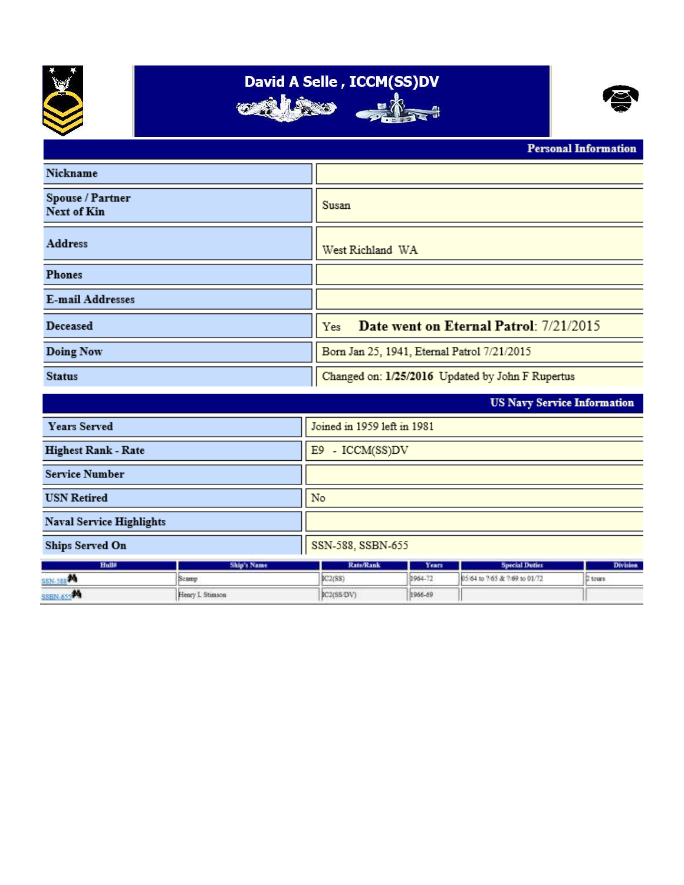# David A Selle , ICCM(SS)DV

## Personal Information

| | |
|---|---|
| **Nickname** | |
| **Spouse / Partner Next of Kin** | Susan |
| **Address** | West Richland WA |
| **Phones** | |
| **E-mail Addresses** | |
| **Deceased** | Yes **Date went on Eternal Patrol**: 7/21/2015 |
| **Doing Now** | Born Jan 25, 1941, Eternal Patrol 7/21/2015 |
| **Status** | Changed on: **1/25/2016** Updated by John F Rupertus |

## US Navy Service Information

| | |
|---|---|
| **Years Served** | Joined in 1959 left in 1981 |
| **Highest Rank - Rate** | E9 - ICCM(SS)DV |
| **Service Number** | |
| **USN Retired** | No |
| **Naval Service Highlights** | |
| **Ships Served On** | SSN-588, SSBN-655 |

| Hull# | Ship's Name | Rate/Rank | Years | Special Duties | Division |
|---|---|---|---|---|---|
| SSN-588 | Scamp | IC2(SS) | 1964-72 | 05/64 to ?/65 & ?/69 to 01/72 | 2 tours |
| SSBN-655 | Henry L Stimson | IC2(SS/DV) | 1966-69 | | |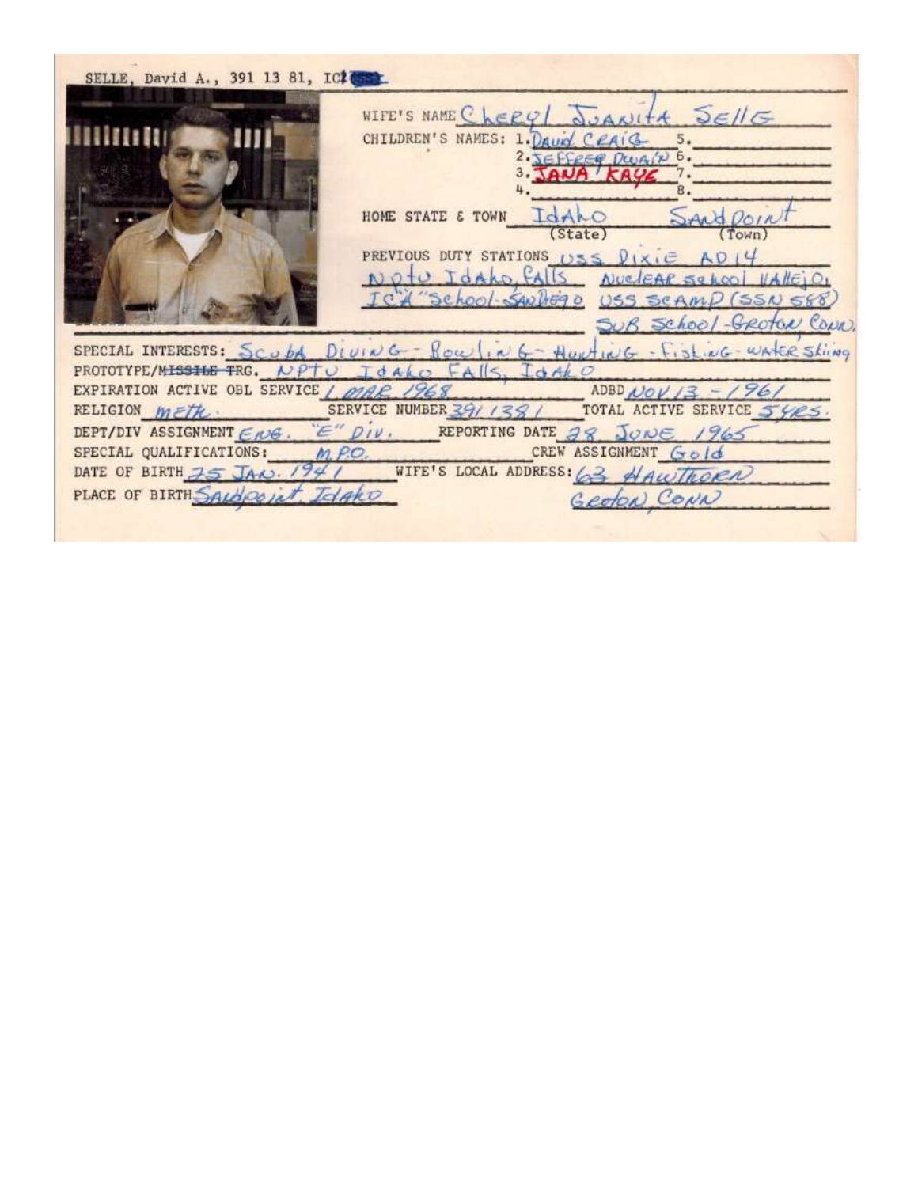SELLE, David A., 391 13 81, IC

WIFE'S NAME Cheryl Juanita Selle

CHILDREN'S NAMES: 1. David Craig 5.
2. Jeffrey Duwain 6.
3. JANA KAYE 7.
4. 8.

HOME STATE & TOWN Idaho (State) Sandpoint (Town)

PREVIOUS DUTY STATIONS USS Dixie AD 14
NPTU Idaho Falls Nuclear School Vallejo,
IC "A" School - San Diego USS Scamp (SSN 588)
Sub School - Groton, Conn.

SPECIAL INTERESTS: Scuba Diving - Bowling - Hunting - Fishing - Water Skiing

PROTOTYPE/~~MISSILE~~ TRG. NPTU Idaho Falls, Idaho

EXPIRATION ACTIVE OBL SERVICE 1 MAR 1968 ADBD NOV 13 - 1961

RELIGION Meth. SERVICE NUMBER 391 1381 TOTAL ACTIVE SERVICE 5 yrs.

DEPT/DIV ASSIGNMENT Eng. "E" Div. REPORTING DATE 28 June 1965

SPECIAL QUALIFICATIONS: M.P.O. CREW ASSIGNMENT Gold

DATE OF BIRTH 25 Jan. 1941 WIFE'S LOCAL ADDRESS: 63 Hawthorn

PLACE OF BIRTH Sandpoint, Idaho Groton, Conn